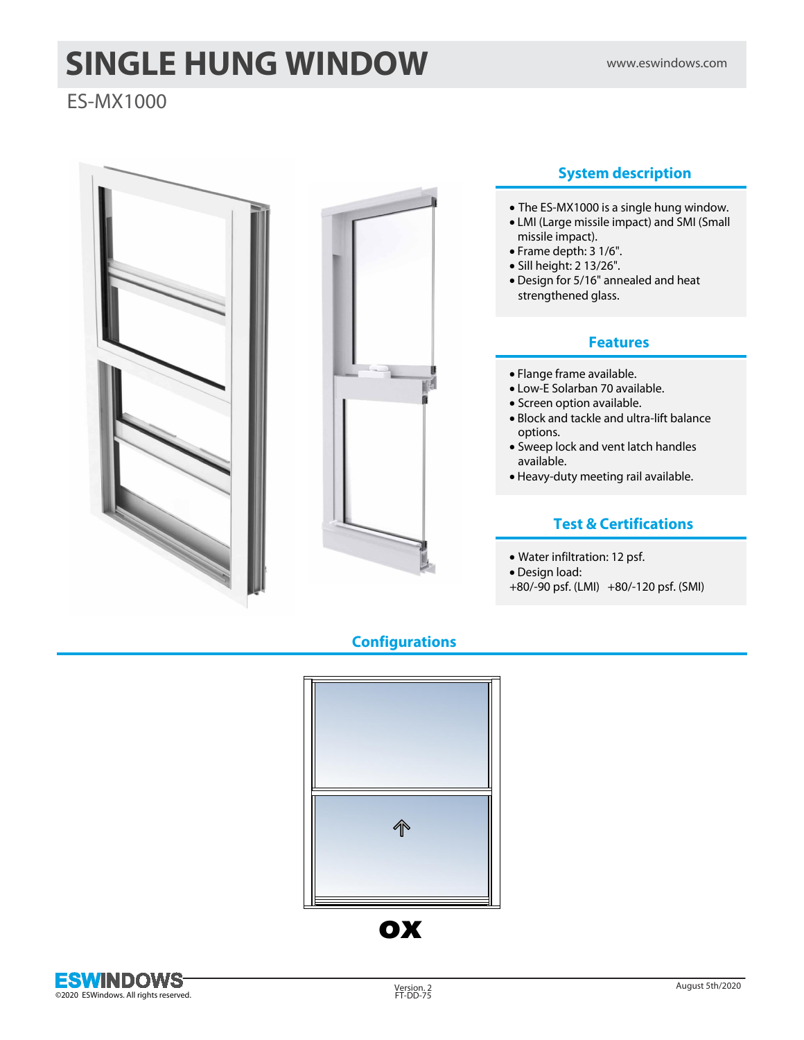# SINGLE HUNG WINDOW

www.eswindows.com

ES-MX1000

## System description

- The ES-MX1000 is a single hung window.
- LMI (Large missile impact) and SMI (Small missile impact).
- Frame depth: 3 1/6".
- Sill height: 2 13/26".
- Design for 5/16" annealed and heat strengthened glass.

## Features

- Flange frame available.
- Low-E Solarban 70 available.
- Screen option available.
- Block and tackle and ultra-lift balance options.
- Sweep lock and vent latch handles available.
- Heavy-duty meeting rail available.

## Test & Certifications

- Water infiltration: 12 psf.
- Design load:

+80/-90 psf. (LMI) +80/-120 psf. (SMI)

## Configurations

**OX**

ESWINDOWS
©2020 ESWindows. All rights reserved.

Version. 2
FT-DD-75

August 5th/2020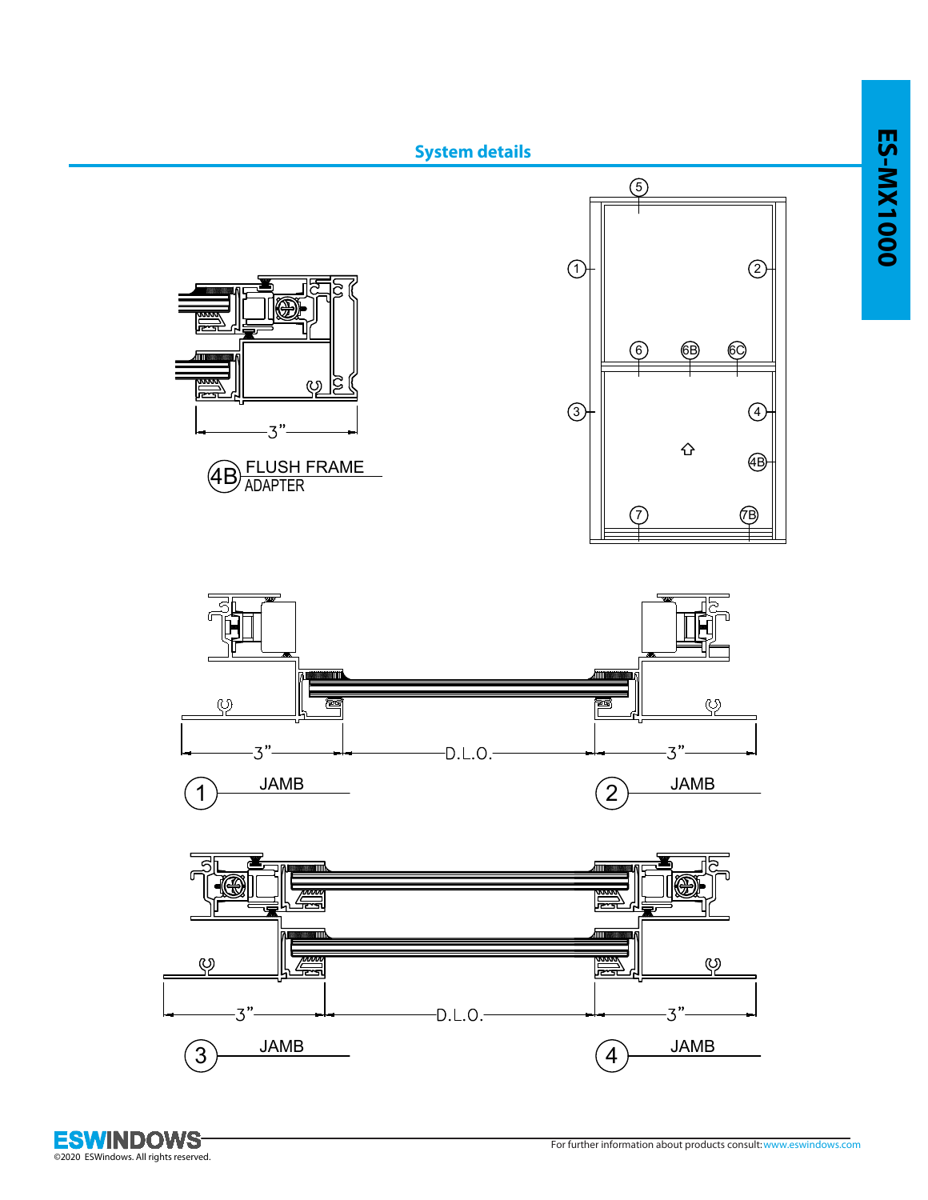## System details

4B FLUSH FRAME ADAPTER

3"

1 JAMB

2 JAMB

3" D.L.O. 3"

3 JAMB

4 JAMB

3" D.L.O. 3"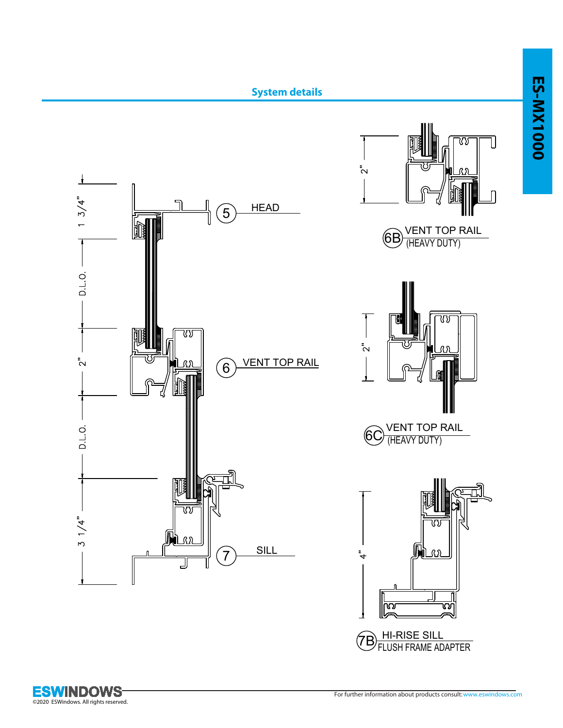## System details

1 3/4"

D.L.O.

2"

D.L.O.

3 1/4"

5 HEAD

6 VENT TOP RAIL

7 SILL

2"

6B VENT TOP RAIL (HEAVY DUTY)

2"

6C VENT TOP RAIL (HEAVY DUTY)

4"

7B HI-RISE SILL FLUSH FRAME ADAPTER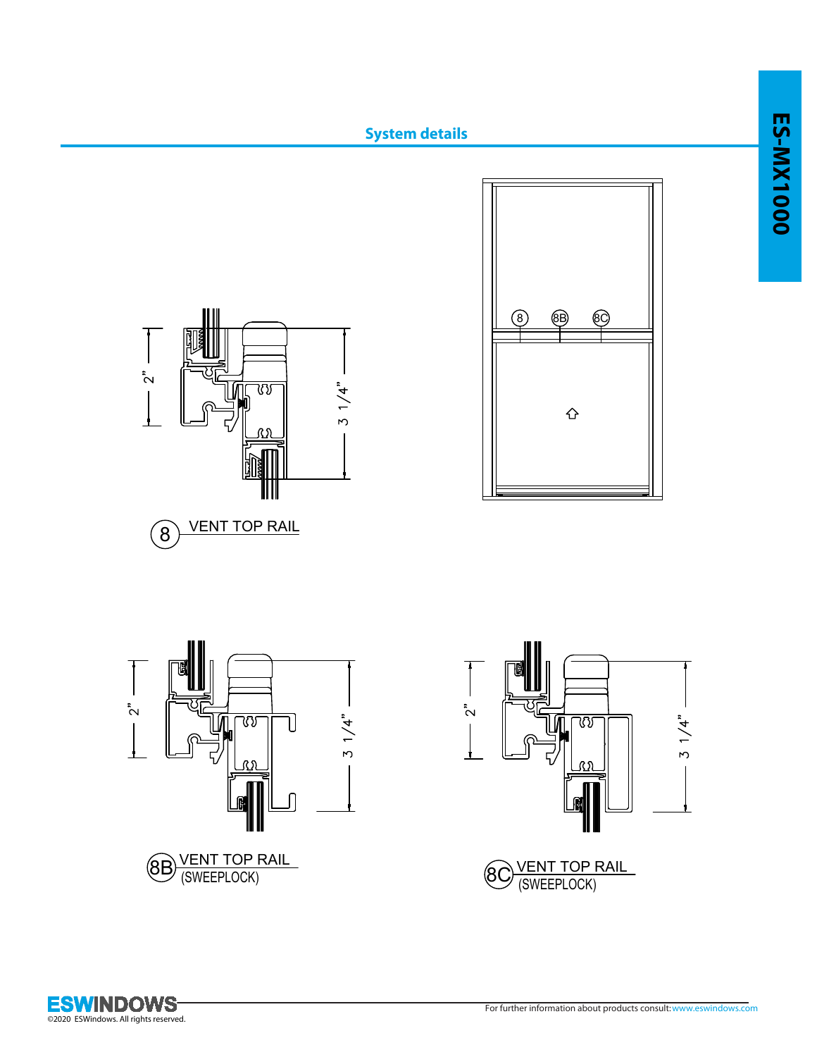## System details

2”

3 1/4”

8 VENT TOP RAIL

2”

3 1/4”

8B VENT TOP RAIL (SWEEPLOCK)

2”

3 1/4”

8C VENT TOP RAIL (SWEEPLOCK)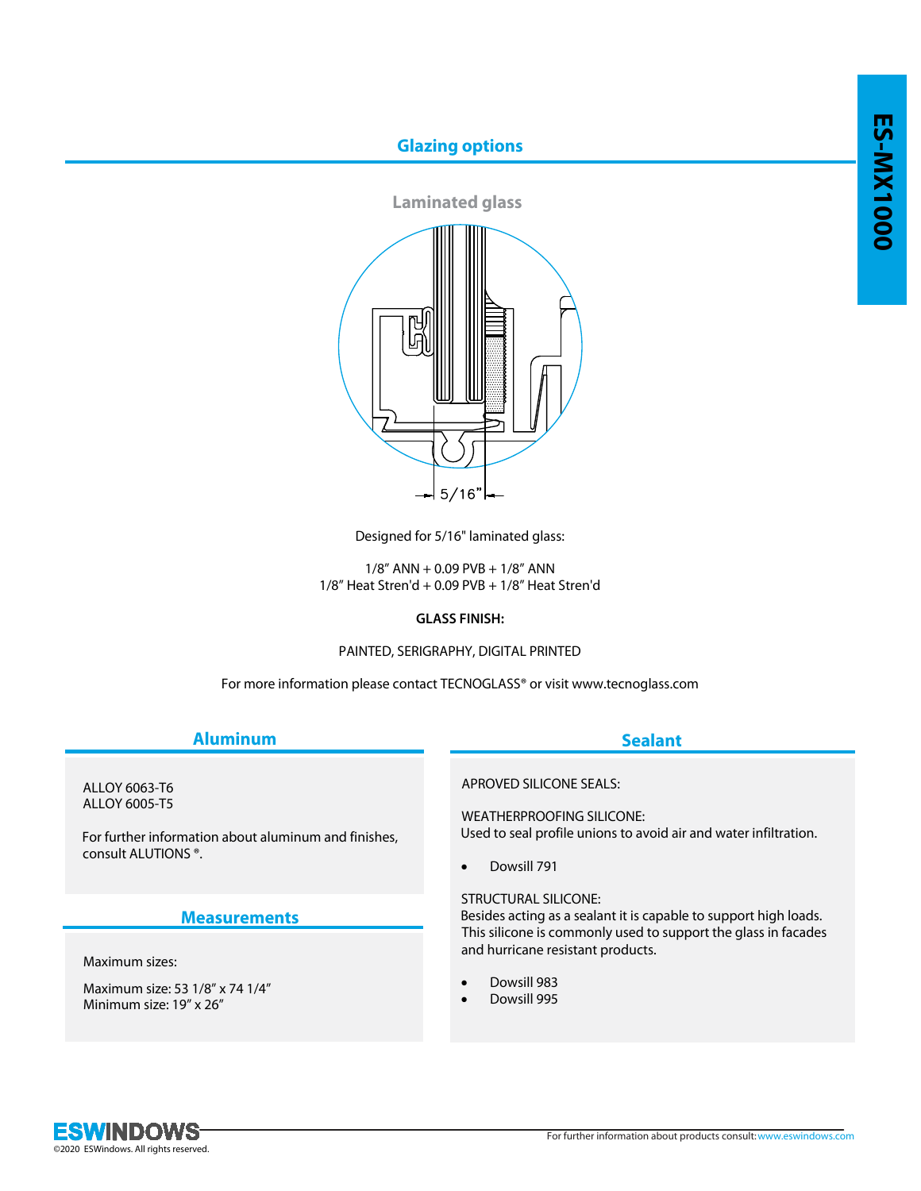## Glazing options

### Laminated glass

5/16"

Designed for 5/16" laminated glass:

1/8" ANN + 0.09 PVB + 1/8" ANN
1/8" Heat Stren'd + 0.09 PVB + 1/8" Heat Stren'd

**GLASS FINISH:**

PAINTED, SERIGRAPHY, DIGITAL PRINTED

For more information please contact TECNOGLASS® or visit www.tecnoglass.com

## Aluminum

ALLOY 6063-T6
ALLOY 6005-T5

For further information about aluminum and finishes, consult ALUTIONS ®.

## Measurements

Maximum sizes:

Maximum size: 53 1/8" x 74 1/4"
Minimum size: 19" x 26"

## Sealant

APROVED SILICONE SEALS:

WEATHERPROOFING SILICONE:
Used to seal profile unions to avoid air and water infiltration.

- Dowsill 791

STRUCTURAL SILICONE:
Besides acting as a sealant it is capable to support high loads. This silicone is commonly used to support the glass in facades and hurricane resistant products.

- Dowsill 983
- Dowsill 995